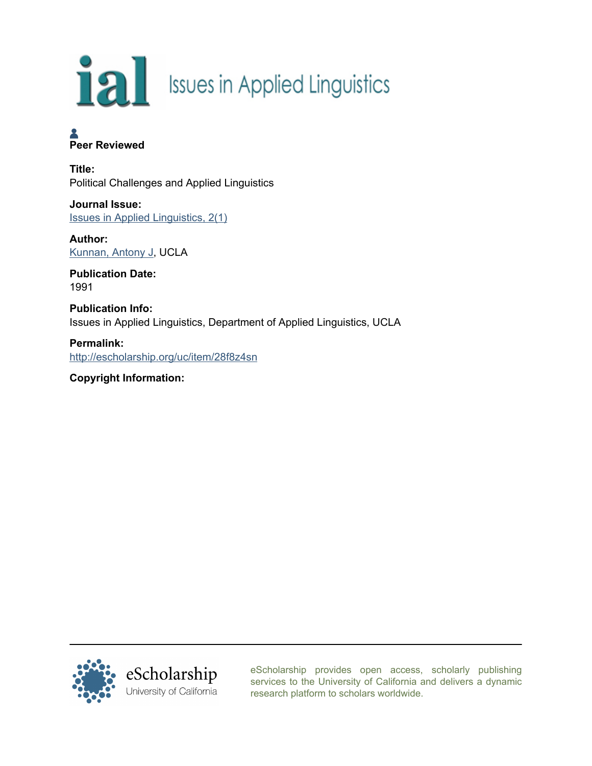ial Issues in Applied Linguistics

**Peer Reviewed**

**Title:**
Political Challenges and Applied Linguistics

**Journal Issue:**
[Issues in Applied Linguistics, 2(1)](http://escholarship.org/uc/item/28f8z4sn)

**Author:**
Kunnan, Antony J, UCLA

**Publication Date:**
1991

**Publication Info:**
Issues in Applied Linguistics, Department of Applied Linguistics, UCLA

**Permalink:**
http://escholarship.org/uc/item/28f8z4sn

**Copyright Information:**

eScholarship University of California

eScholarship provides open access, scholarly publishing services to the University of California and delivers a dynamic research platform to scholars worldwide.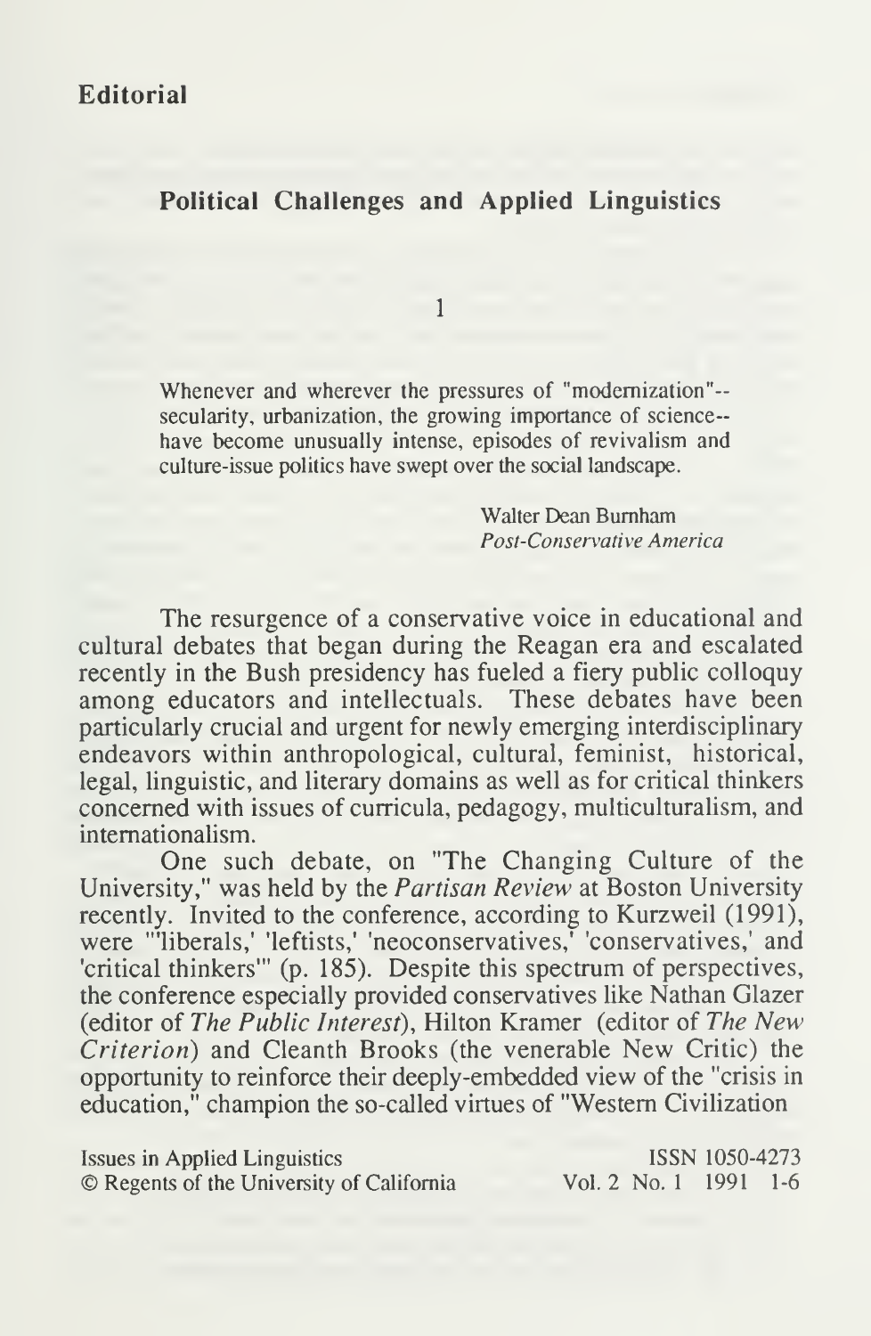# Editorial

## Political Challenges and Applied Linguistics

### 1

> Whenever and wherever the pressures of "modernization"--secularity, urbanization, the growing importance of science--have become unusually intense, episodes of revivalism and culture-issue politics have swept over the social landscape.
>
> Walter Dean Burnham
> *Post-Conservative America*

The resurgence of a conservative voice in educational and cultural debates that began during the Reagan era and escalated recently in the Bush presidency has fueled a fiery public colloquy among educators and intellectuals. These debates have been particularly crucial and urgent for newly emerging interdisciplinary endeavors within anthropological, cultural, feminist, historical, legal, linguistic, and literary domains as well as for critical thinkers concerned with issues of curricula, pedagogy, multiculturalism, and internationalism.

One such debate, on "The Changing Culture of the University," was held by the *Partisan Review* at Boston University recently. Invited to the conference, according to Kurzweil (1991), were "'liberals,' 'leftists,' 'neoconservatives,' 'conservatives,' and 'critical thinkers'" (p. 185). Despite this spectrum of perspectives, the conference especially provided conservatives like Nathan Glazer (editor of *The Public Interest*), Hilton Kramer (editor of *The New Criterion*) and Cleanth Brooks (the venerable New Critic) the opportunity to reinforce their deeply-embedded view of the "crisis in education," champion the so-called virtues of "Western Civilization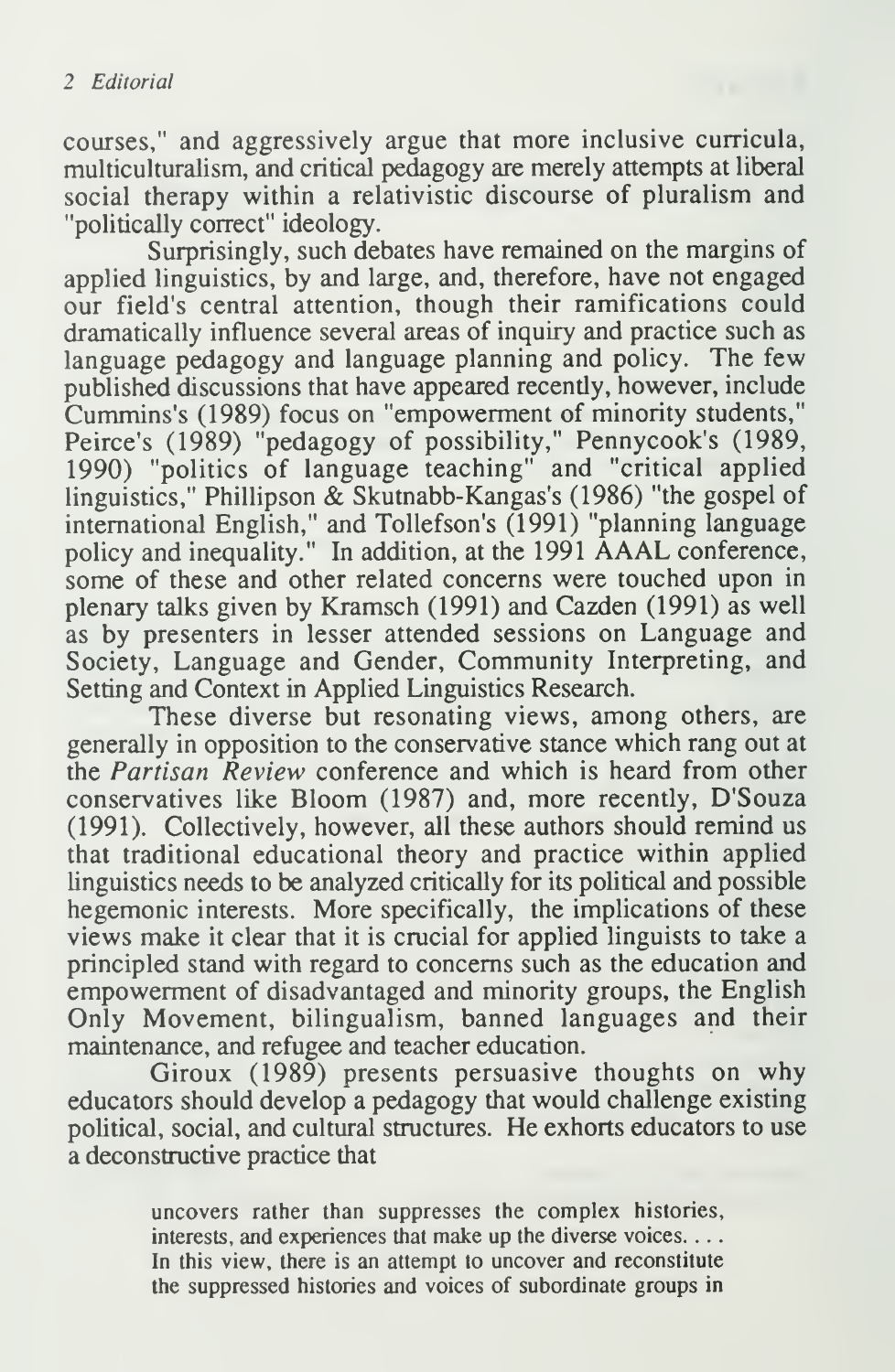courses," and aggressively argue that more inclusive curricula, multiculturalism, and critical pedagogy are merely attempts at liberal social therapy within a relativistic discourse of pluralism and "politically correct" ideology.

Surprisingly, such debates have remained on the margins of applied linguistics, by and large, and, therefore, have not engaged our field's central attention, though their ramifications could dramatically influence several areas of inquiry and practice such as language pedagogy and language planning and policy. The few published discussions that have appeared recently, however, include Cummins's (1989) focus on "empowerment of minority students," Peirce's (1989) "pedagogy of possibility," Pennycook's (1989, 1990) "politics of language teaching" and "critical applied linguistics," Phillipson & Skutnabb-Kangas's (1986) "the gospel of international English," and Tollefson's (1991) "planning language policy and inequality." In addition, at the 1991 AAAL conference, some of these and other related concerns were touched upon in plenary talks given by Kramsch (1991) and Cazden (1991) as well as by presenters in lesser attended sessions on Language and Society, Language and Gender, Community Interpreting, and Setting and Context in Applied Linguistics Research.

These diverse but resonating views, among others, are generally in opposition to the conservative stance which rang out at the *Partisan Review* conference and which is heard from other conservatives like Bloom (1987) and, more recently, D'Souza (1991). Collectively, however, all these authors should remind us that traditional educational theory and practice within applied linguistics needs to be analyzed critically for its political and possible hegemonic interests. More specifically, the implications of these views make it clear that it is crucial for applied linguists to take a principled stand with regard to concerns such as the education and empowerment of disadvantaged and minority groups, the English Only Movement, bilingualism, banned languages and their maintenance, and refugee and teacher education.

Giroux (1989) presents persuasive thoughts on why educators should develop a pedagogy that would challenge existing political, social, and cultural structures. He exhorts educators to use a deconstructive practice that

> uncovers rather than suppresses the complex histories, interests, and experiences that make up the diverse voices. . . . In this view, there is an attempt to uncover and reconstitute the suppressed histories and voices of subordinate groups in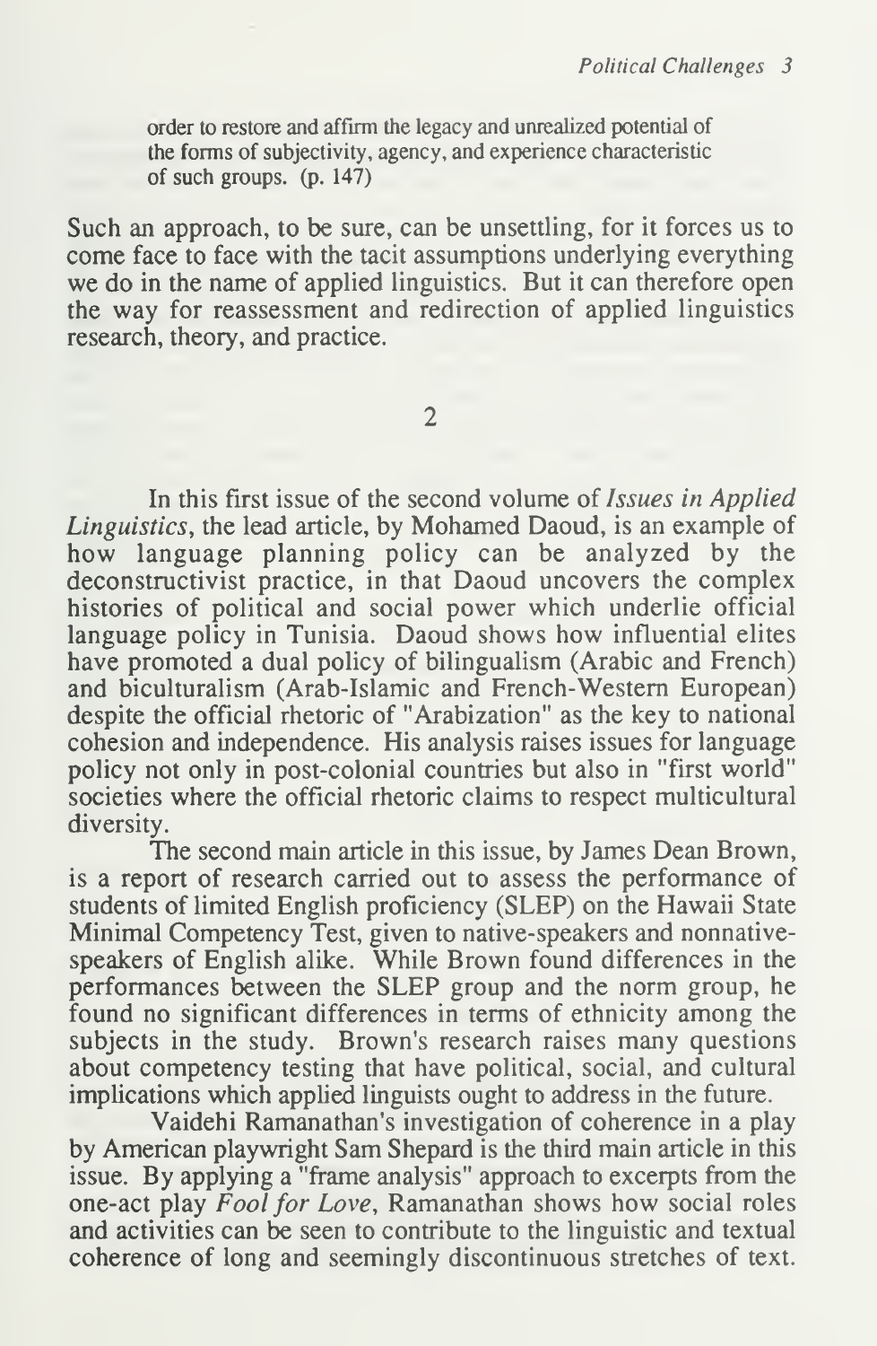order to restore and affirm the legacy and unrealized potential of the forms of subjectivity, agency, and experience characteristic of such groups. (p. 147)

Such an approach, to be sure, can be unsettling, for it forces us to come face to face with the tacit assumptions underlying everything we do in the name of applied linguistics. But it can therefore open the way for reassessment and redirection of applied linguistics research, theory, and practice.

2

In this first issue of the second volume of *Issues in Applied Linguistics*, the lead article, by Mohamed Daoud, is an example of how language planning policy can be analyzed by the deconstructivist practice, in that Daoud uncovers the complex histories of political and social power which underlie official language policy in Tunisia. Daoud shows how influential elites have promoted a dual policy of bilingualism (Arabic and French) and biculturalism (Arab-Islamic and French-Western European) despite the official rhetoric of "Arabization" as the key to national cohesion and independence. His analysis raises issues for language policy not only in post-colonial countries but also in "first world" societies where the official rhetoric claims to respect multicultural diversity.

The second main article in this issue, by James Dean Brown, is a report of research carried out to assess the performance of students of limited English proficiency (SLEP) on the Hawaii State Minimal Competency Test, given to native-speakers and nonnative-speakers of English alike. While Brown found differences in the performances between the SLEP group and the norm group, he found no significant differences in terms of ethnicity among the subjects in the study. Brown's research raises many questions about competency testing that have political, social, and cultural implications which applied linguists ought to address in the future.

Vaidehi Ramanathan's investigation of coherence in a play by American playwright Sam Shepard is the third main article in this issue. By applying a "frame analysis" approach to excerpts from the one-act play *Fool for Love*, Ramanathan shows how social roles and activities can be seen to contribute to the linguistic and textual coherence of long and seemingly discontinuous stretches of text.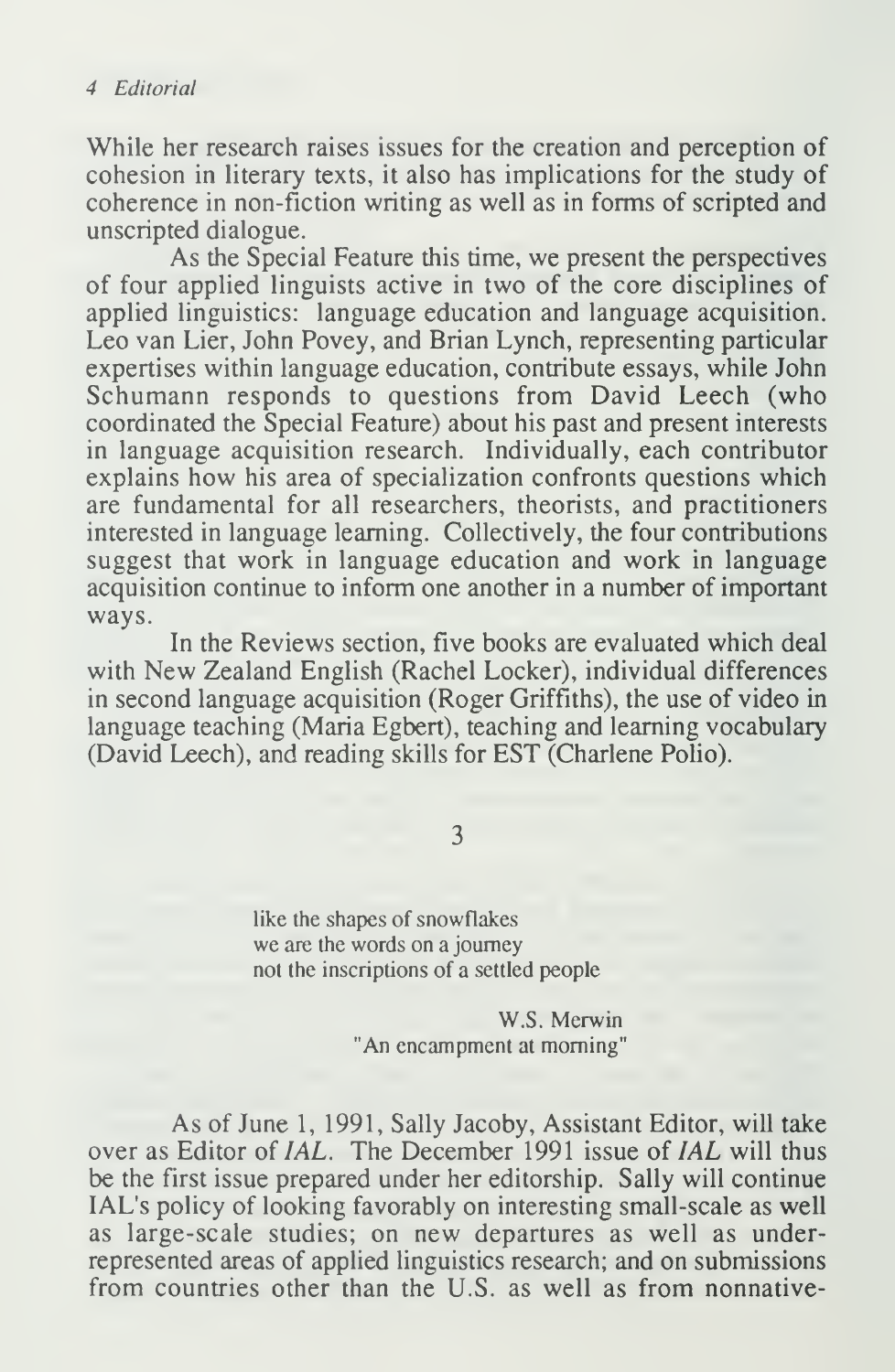While her research raises issues for the creation and perception of cohesion in literary texts, it also has implications for the study of coherence in non-fiction writing as well as in forms of scripted and unscripted dialogue.

As the Special Feature this time, we present the perspectives of four applied linguists active in two of the core disciplines of applied linguistics: language education and language acquisition. Leo van Lier, John Povey, and Brian Lynch, representing particular expertises within language education, contribute essays, while John Schumann responds to questions from David Leech (who coordinated the Special Feature) about his past and present interests in language acquisition research. Individually, each contributor explains how his area of specialization confronts questions which are fundamental for all researchers, theorists, and practitioners interested in language learning. Collectively, the four contributions suggest that work in language education and work in language acquisition continue to inform one another in a number of important ways.

In the Reviews section, five books are evaluated which deal with New Zealand English (Rachel Locker), individual differences in second language acquisition (Roger Griffiths), the use of video in language teaching (Maria Egbert), teaching and learning vocabulary (David Leech), and reading skills for EST (Charlene Polio).

3

> like the shapes of snowflakes
> we are the words on a journey
> not the inscriptions of a settled people
>
> W.S. Merwin
> "An encampment at morning"

As of June 1, 1991, Sally Jacoby, Assistant Editor, will take over as Editor of *IAL*. The December 1991 issue of *IAL* will thus be the first issue prepared under her editorship. Sally will continue IAL's policy of looking favorably on interesting small-scale as well as large-scale studies; on new departures as well as under-represented areas of applied linguistics research; and on submissions from countries other than the U.S. as well as from nonnative-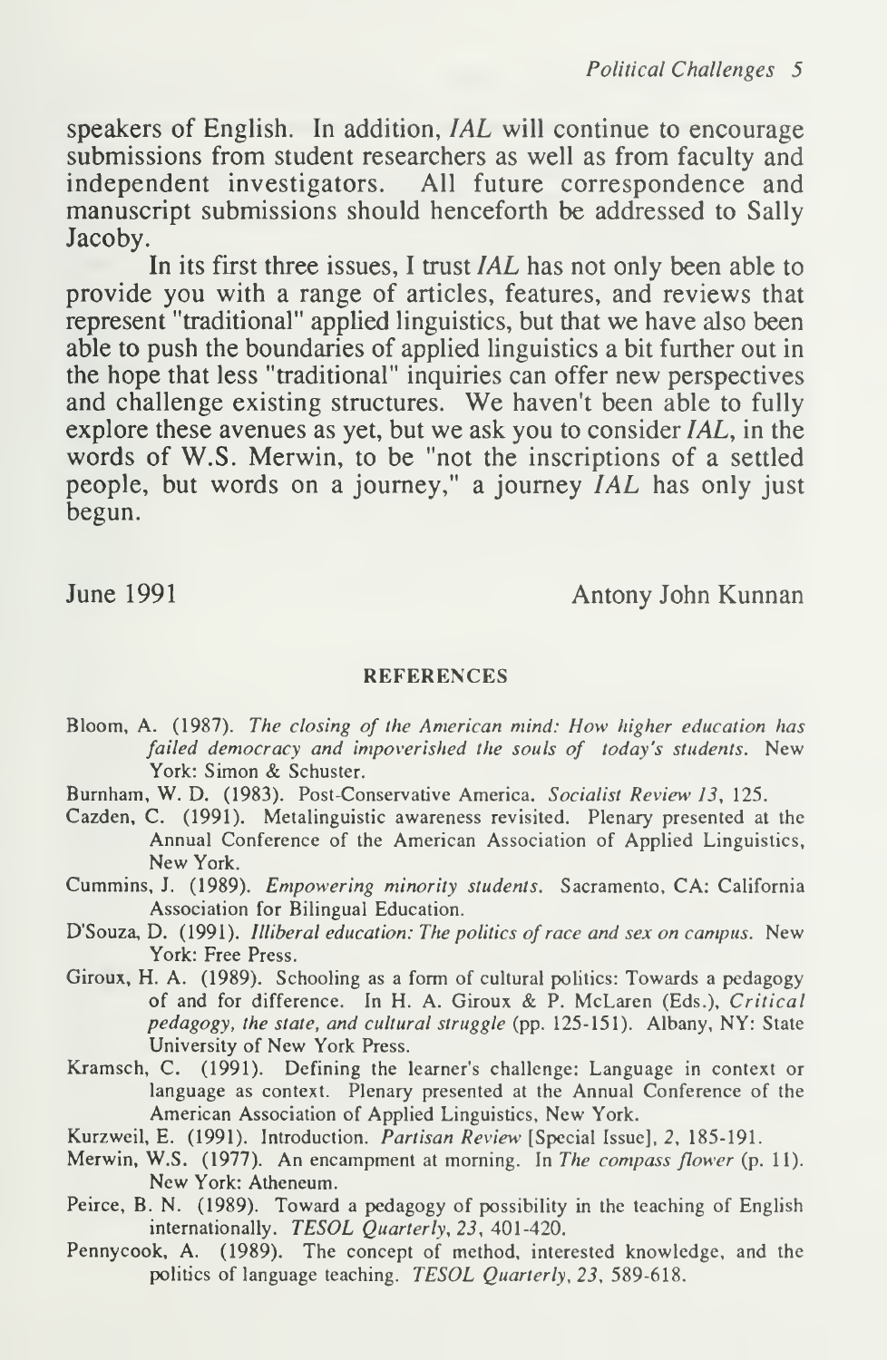speakers of English. In addition, *IAL* will continue to encourage submissions from student researchers as well as from faculty and independent investigators. All future correspondence and manuscript submissions should henceforth be addressed to Sally Jacoby.

In its first three issues, I trust *IAL* has not only been able to provide you with a range of articles, features, and reviews that represent "traditional" applied linguistics, but that we have also been able to push the boundaries of applied linguistics a bit further out in the hope that less "traditional" inquiries can offer new perspectives and challenge existing structures. We haven't been able to fully explore these avenues as yet, but we ask you to consider *IAL*, in the words of W.S. Merwin, to be "not the inscriptions of a settled people, but words on a journey," a journey *IAL* has only just begun.

June 1991 — Antony John Kunnan

## REFERENCES

Bloom, A. (1987). *The closing of the American mind: How higher education has failed democracy and impoverished the souls of today's students.* New York: Simon & Schuster.

Burnham, W. D. (1983). Post-Conservative America. *Socialist Review 13*, 125.

Cazden, C. (1991). Metalinguistic awareness revisited. Plenary presented at the Annual Conference of the American Association of Applied Linguistics, New York.

Cummins, J. (1989). *Empowering minority students.* Sacramento, CA: California Association for Bilingual Education.

D'Souza, D. (1991). *Illiberal education: The politics of race and sex on campus.* New York: Free Press.

Giroux, H. A. (1989). Schooling as a form of cultural politics: Towards a pedagogy of and for difference. In H. A. Giroux & P. McLaren (Eds.), *Critical pedagogy, the state, and cultural struggle* (pp. 125-151). Albany, NY: State University of New York Press.

Kramsch, C. (1991). Defining the learner's challenge: Language in context or language as context. Plenary presented at the Annual Conference of the American Association of Applied Linguistics, New York.

Kurzweil, E. (1991). Introduction. *Partisan Review* [Special Issue], *2*, 185-191.

Merwin, W.S. (1977). An encampment at morning. In *The compass flower* (p. 11). New York: Atheneum.

Peirce, B. N. (1989). Toward a pedagogy of possibility in the teaching of English internationally. *TESOL Quarterly, 23*, 401-420.

Pennycook, A. (1989). The concept of method, interested knowledge, and the politics of language teaching. *TESOL Quarterly, 23*, 589-618.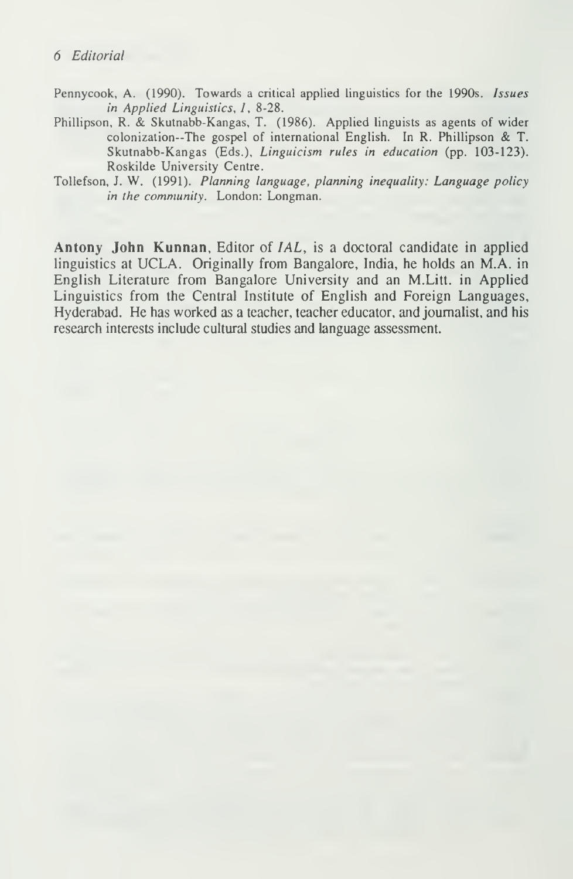Pennycook, A. (1990). Towards a critical applied linguistics for the 1990s. *Issues in Applied Linguistics, 1*, 8-28.

Phillipson, R. & Skutnabb-Kangas, T. (1986). Applied linguists as agents of wider colonization--The gospel of international English. In R. Phillipson & T. Skutnabb-Kangas (Eds.), *Linguicism rules in education* (pp. 103-123). Roskilde University Centre.

Tollefson, J. W. (1991). *Planning language, planning inequality: Language policy in the community.* London: Longman.

**Antony John Kunnan**, Editor of *IAL*, is a doctoral candidate in applied linguistics at UCLA. Originally from Bangalore, India, he holds an M.A. in English Literature from Bangalore University and an M.Litt. in Applied Linguistics from the Central Institute of English and Foreign Languages, Hyderabad. He has worked as a teacher, teacher educator, and journalist, and his research interests include cultural studies and language assessment.